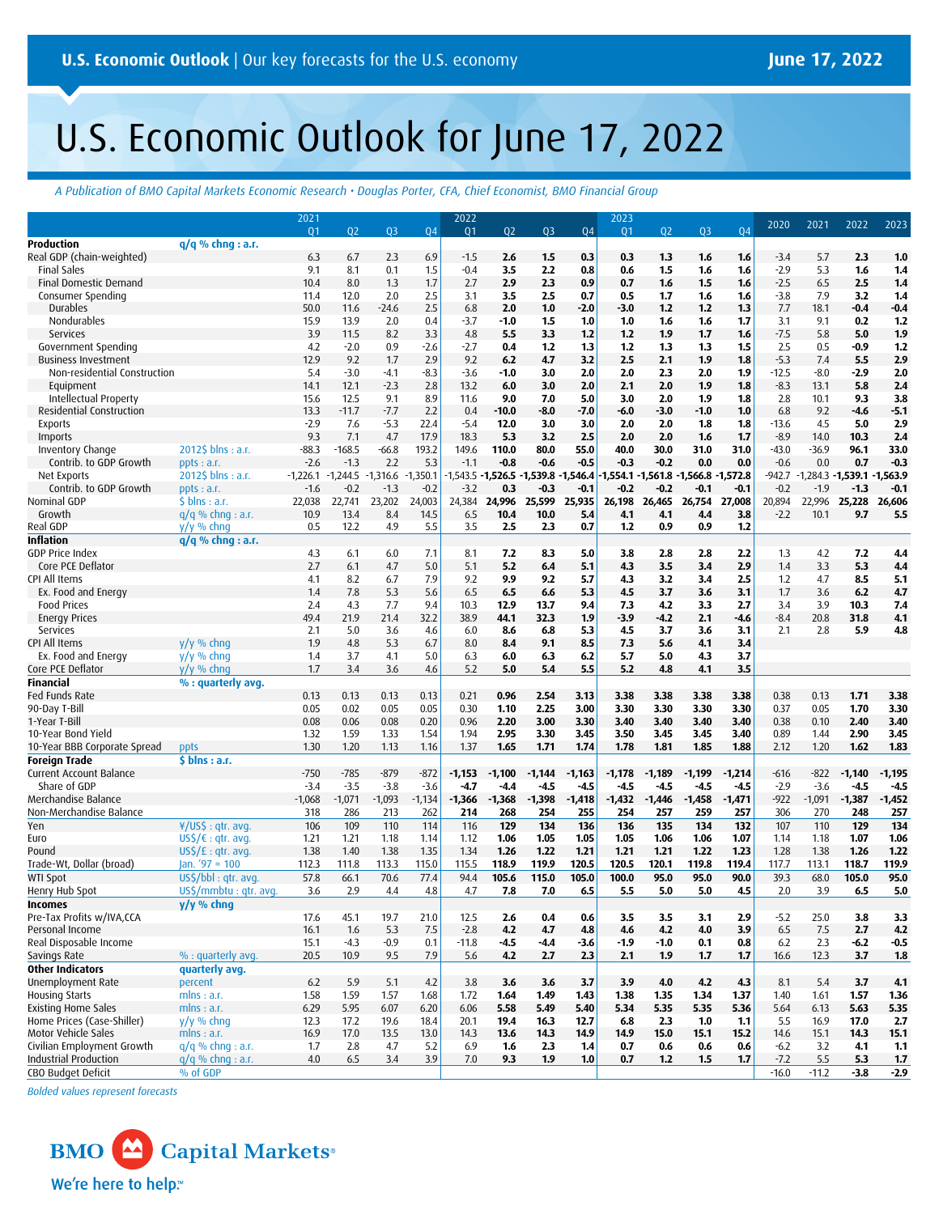**U.S. Economic Outlook** | Our key forecasts for the U.S. economy — **June 17, 2022**

# U.S. Economic Outlook for June 17, 2022

*A Publication of BMO Capital Markets Economic Research • Douglas Porter, CFA, Chief Economist, BMO Financial Group*

| | | 2021 Q1 | Q2 | Q3 | Q4 | 2022 Q1 | Q2 | Q3 | Q4 | 2023 Q1 | Q2 | Q3 | Q4 | 2020 | 2021 | 2022 | 2023 |
|---|---|---|---|---|---|---|---|---|---|---|---|---|---|---|---|---|---|
| **Production** | **q/q % chng : a.r.** | | | | | | | | | | | | | | | | |
| Real GDP (chain-weighted) | | 6.3 | 6.7 | 2.3 | 6.9 | -1.5 | **2.6** | **1.5** | **0.3** | **0.3** | **1.3** | **1.6** | **1.6** | -3.4 | 5.7 | **2.3** | **1.0** |
| Final Sales | | 9.1 | 8.1 | 0.1 | 1.5 | -0.4 | **3.5** | **2.2** | **0.8** | **0.6** | **1.5** | **1.6** | **1.6** | -2.9 | 5.3 | **1.6** | **1.4** |
| Final Domestic Demand | | 10.4 | 8.0 | 1.3 | 1.7 | 2.7 | **2.9** | **2.3** | **0.9** | **0.7** | **1.6** | **1.5** | **1.6** | -2.5 | 6.5 | **2.5** | **1.4** |
| Consumer Spending | | 11.4 | 12.0 | 2.0 | 2.5 | 3.1 | **3.5** | **2.5** | **0.7** | **0.5** | **1.7** | **1.6** | **1.6** | -3.8 | 7.9 | **3.2** | **1.4** |
| Durables | | 50.0 | 11.6 | -24.6 | 2.5 | 6.8 | **2.0** | **1.0** | **-2.0** | **-3.0** | **1.2** | **1.2** | **1.3** | 7.7 | 18.1 | **-0.4** | **-0.4** |
| Nondurables | | 15.9 | 13.9 | 2.0 | 0.4 | -3.7 | **-1.0** | **1.5** | **1.0** | **1.0** | **1.6** | **1.6** | **1.7** | 3.1 | 9.1 | **0.2** | **1.2** |
| Services | | 3.9 | 11.5 | 8.2 | 3.3 | 4.8 | **5.5** | **3.3** | **1.2** | **1.2** | **1.9** | **1.7** | **1.6** | -7.5 | 5.8 | **5.0** | **1.9** |
| Government Spending | | 4.2 | -2.0 | 0.9 | -2.6 | -2.7 | **0.4** | **1.2** | **1.3** | **1.2** | **1.3** | **1.3** | **1.5** | 2.5 | 0.5 | **-0.9** | **1.2** |
| Business Investment | | 12.9 | 9.2 | 1.7 | 2.9 | 9.2 | **6.2** | **4.7** | **3.2** | **2.5** | **2.1** | **1.9** | **1.8** | -5.3 | 7.4 | **5.5** | **2.9** |
| Non-residential Construction | | 5.4 | -3.0 | -4.1 | -8.3 | -3.6 | **-1.0** | **3.0** | **2.0** | **2.0** | **2.3** | **2.0** | **1.9** | -12.5 | -8.0 | **-2.9** | **2.0** |
| Equipment | | 14.1 | 12.1 | -2.3 | 2.8 | 13.2 | **6.0** | **3.0** | **2.0** | **2.1** | **2.0** | **1.9** | **1.8** | -8.3 | 13.1 | **5.8** | **2.4** |
| Intellectual Property | | 15.6 | 12.5 | 9.1 | 8.9 | 11.6 | **9.0** | **7.0** | **5.0** | **3.0** | **2.0** | **1.9** | **1.8** | 2.8 | 10.1 | **9.3** | **3.8** |
| Residential Construction | | 13.3 | -11.7 | -7.7 | 2.2 | 0.4 | **-10.0** | **-8.0** | **-7.0** | **-6.0** | **-3.0** | **-1.0** | **1.0** | 6.8 | 9.2 | **-4.6** | **-5.1** |
| Exports | | -2.9 | 7.6 | -5.3 | 22.4 | -5.4 | **12.0** | **3.0** | **3.0** | **2.0** | **2.0** | **1.8** | **1.8** | -13.6 | 4.5 | **5.0** | **2.9** |
| Imports | | 9.3 | 7.1 | 4.7 | 17.9 | 18.3 | **5.3** | **3.2** | **2.5** | **2.0** | **2.0** | **1.6** | **1.7** | -8.9 | 14.0 | **10.3** | **2.4** |
| Inventory Change | 2012$ blns : a.r. | -88.3 | -168.5 | -66.8 | 193.2 | 149.6 | **110.0** | **80.0** | **55.0** | **40.0** | **30.0** | **31.0** | **31.0** | -43.0 | -36.9 | **96.1** | **33.0** |
| Contrib. to GDP Growth | ppts : a.r. | -2.6 | -1.3 | 2.2 | 5.3 | -1.1 | **-0.8** | **-0.6** | **-0.5** | **-0.3** | **-0.2** | **0.0** | **0.0** | -0.6 | 0.0 | **0.7** | **-0.3** |
| Net Exports | 2012$ blns : a.r. | -1,226.1 | -1,244.5 | -1,316.6 | -1,350.1 | -1,543.5 | **-1,526.5** | **-1,539.8** | **-1,546.4** | **-1,554.1** | **-1,561.8** | **-1,566.8** | **-1,572.8** | -942.7 | -1,284.3 | **-1,539.1** | **-1,563.9** |
| Contrib. to GDP Growth | ppts : a.r. | -1.6 | -0.2 | -1.3 | -0.2 | -3.2 | **0.3** | **-0.3** | **-0.1** | **-0.2** | **-0.2** | **-0.1** | **-0.1** | -0.2 | -1.9 | **-1.3** | **-0.1** |
| Nominal GDP | $ blns : a.r. | 22,038 | 22,741 | 23,202 | 24,003 | 24,384 | **24,996** | **25,599** | **25,935** | **26,198** | **26,465** | **26,754** | **27,008** | 20,894 | 22,996 | **25,228** | **26,606** |
| Growth | q/q % chng : a.r. | 10.9 | 13.4 | 8.4 | 14.5 | 6.5 | **10.4** | **10.0** | **5.4** | **4.1** | **4.1** | **4.4** | **3.8** | -2.2 | 10.1 | **9.7** | **5.5** |
| Real GDP | y/y % chng | 0.5 | 12.2 | 4.9 | 5.5 | 3.5 | **2.5** | **2.3** | **0.7** | **1.2** | **0.9** | **0.9** | **1.2** | | | | |
| **Inflation** | **q/q % chng : a.r.** | | | | | | | | | | | | | | | | |
| GDP Price Index | | 4.3 | 6.1 | 6.0 | 7.1 | 8.1 | **7.2** | **8.3** | **5.0** | **3.8** | **2.8** | **2.8** | **2.2** | 1.3 | 4.2 | **7.2** | **4.4** |
| Core PCE Deflator | | 2.7 | 6.1 | 4.7 | 5.0 | 5.1 | **5.2** | **6.4** | **5.1** | **4.3** | **3.5** | **3.4** | **2.9** | 1.4 | 3.3 | **5.3** | **4.4** |
| CPI All Items | | 4.1 | 8.2 | 6.7 | 7.9 | 9.2 | **9.9** | **9.2** | **5.7** | **4.3** | **3.2** | **3.4** | **2.5** | 1.2 | 4.7 | **8.5** | **5.1** |
| Ex. Food and Energy | | 1.4 | 7.8 | 5.3 | 5.6 | 6.5 | **6.5** | **6.6** | **5.3** | **4.5** | **3.7** | **3.6** | **3.1** | 1.7 | 3.6 | **6.2** | **4.7** |
| Food Prices | | 2.4 | 4.3 | 7.7 | 9.4 | 10.3 | **12.9** | **13.7** | **9.4** | **7.3** | **4.2** | **3.3** | **2.7** | 3.4 | 3.9 | **10.3** | **7.4** |
| Energy Prices | | 49.4 | 21.9 | 21.4 | 32.2 | 38.9 | **44.1** | **32.3** | **1.9** | **-3.9** | **-4.2** | **2.1** | **-4.6** | -8.4 | 20.8 | **31.8** | **4.1** |
| Services | | 2.1 | 5.0 | 3.6 | 4.6 | 6.0 | **8.6** | **6.8** | **5.3** | **4.5** | **3.7** | **3.6** | **3.1** | 2.1 | 2.8 | **5.9** | **4.8** |
| CPI All Items | y/y % chng | 1.9 | 4.8 | 5.3 | 6.7 | 8.0 | **8.4** | **9.1** | **8.5** | **7.3** | **5.6** | **4.1** | **3.4** | | | | |
| Ex. Food and Energy | y/y % chng | 1.4 | 3.7 | 4.1 | 5.0 | 6.3 | **6.0** | **6.3** | **6.2** | **5.7** | **5.0** | **4.3** | **3.7** | | | | |
| Core PCE Deflator | y/y % chng | 1.7 | 3.4 | 3.6 | 4.6 | 5.2 | **5.0** | **5.4** | **5.5** | **5.2** | **4.8** | **4.1** | **3.5** | | | | |
| **Financial** | **% : quarterly avg.** | | | | | | | | | | | | | | | | |
| Fed Funds Rate | | 0.13 | 0.13 | 0.13 | 0.13 | 0.21 | **0.96** | **2.54** | **3.13** | **3.38** | **3.38** | **3.38** | **3.38** | 0.38 | 0.13 | **1.71** | **3.38** |
| 90-Day T-Bill | | 0.05 | 0.02 | 0.05 | 0.05 | 0.30 | **1.10** | **2.25** | **3.00** | **3.30** | **3.30** | **3.30** | **3.30** | 0.37 | 0.05 | **1.70** | **3.30** |
| 1-Year T-Bill | | 0.08 | 0.06 | 0.08 | 0.20 | 0.96 | **2.20** | **3.00** | **3.30** | **3.40** | **3.40** | **3.40** | **3.40** | 0.38 | 0.10 | **2.40** | **3.40** |
| 10-Year Bond Yield | | 1.32 | 1.59 | 1.33 | 1.54 | 1.94 | **2.95** | **3.30** | **3.45** | **3.50** | **3.45** | **3.45** | **3.40** | 0.89 | 1.44 | **2.90** | **3.45** |
| 10-Year BBB Corporate Spread | ppts | 1.30 | 1.20 | 1.13 | 1.16 | 1.37 | **1.65** | **1.71** | **1.74** | **1.78** | **1.81** | **1.85** | **1.88** | 2.12 | 1.20 | **1.62** | **1.83** |
| **Foreign Trade** | **$ blns : a.r.** | | | | | | | | | | | | | | | | |
| Current Account Balance | | -750 | -785 | -879 | -872 | **-1,153** | **-1,100** | **-1,144** | **-1,163** | **-1,178** | **-1,189** | **-1,199** | **-1,214** | -616 | -822 | **-1,140** | **-1,195** |
| Share of GDP | | -3.4 | -3.5 | -3.8 | -3.6 | **-4.7** | **-4.4** | **-4.5** | **-4.5** | **-4.5** | **-4.5** | **-4.5** | **-4.5** | -2.9 | -3.6 | **-4.5** | **-4.5** |
| Merchandise Balance | | -1,068 | -1,071 | -1,093 | -1,134 | **-1,366** | **-1,368** | **-1,398** | **-1,418** | **-1,432** | **-1,446** | **-1,458** | **-1,471** | -922 | -1,091 | **-1,387** | **-1,452** |
| Non-Merchandise Balance | | 318 | 286 | 213 | 262 | **214** | **268** | **254** | **255** | **254** | **257** | **259** | **257** | 306 | 270 | **248** | **257** |
| Yen | ¥/US$ : qtr. avg. | 106 | 109 | 110 | 114 | 116 | **129** | **134** | **136** | **136** | **135** | **134** | **132** | 107 | 110 | **129** | **134** |
| Euro | US$/€ : qtr. avg. | 1.21 | 1.21 | 1.18 | 1.14 | 1.12 | **1.06** | **1.05** | **1.05** | **1.05** | **1.06** | **1.06** | **1.07** | 1.14 | 1.18 | **1.07** | **1.06** |
| Pound | US$/£ : qtr. avg. | 1.38 | 1.40 | 1.38 | 1.35 | 1.34 | **1.26** | **1.22** | **1.21** | **1.21** | **1.21** | **1.22** | **1.23** | 1.28 | 1.38 | **1.26** | **1.22** |
| Trade-Wt, Dollar (broad) | Jan. '97 = 100 | 112.3 | 111.8 | 113.3 | 115.0 | 115.5 | **118.9** | **119.9** | **120.5** | **120.5** | **120.1** | **119.8** | **119.4** | 117.7 | 113.1 | **118.7** | **119.9** |
| WTI Spot | US$/bbl : qtr. avg. | 57.8 | 66.1 | 70.6 | 77.4 | 94.4 | **105.6** | **115.0** | **105.0** | **100.0** | **95.0** | **95.0** | **90.0** | 39.3 | 68.0 | **105.0** | **95.0** |
| Henry Hub Spot | US$/mmbtu : qtr. avg. | 3.6 | 2.9 | 4.4 | 4.8 | 4.7 | **7.8** | **7.0** | **6.5** | **5.5** | **5.0** | **5.0** | **4.5** | 2.0 | 3.9 | **6.5** | **5.0** |
| **Incomes** | **y/y % chng** | | | | | | | | | | | | | | | | |
| Pre-Tax Profits w/IVA,CCA | | 17.6 | 45.1 | 19.7 | 21.0 | 12.5 | **2.6** | **0.4** | **0.6** | **3.5** | **3.5** | **3.1** | **2.9** | -5.2 | 25.0 | **3.8** | **3.3** |
| Personal Income | | 16.1 | 1.6 | 5.3 | 7.5 | -2.8 | **4.2** | **4.7** | **4.8** | **4.6** | **4.2** | **4.0** | **3.9** | 6.5 | 7.5 | **2.7** | **4.2** |
| Real Disposable Income | | 15.1 | -4.3 | -0.9 | 0.1 | -11.8 | **-4.5** | **-4.4** | **-3.6** | **-1.9** | **-1.0** | **0.1** | **0.8** | 6.2 | 2.3 | **-6.2** | **-0.5** |
| Savings Rate | % : quarterly avg. | 20.5 | 10.9 | 9.5 | 7.9 | 5.6 | **4.2** | **2.7** | **2.3** | **2.1** | **1.9** | **1.7** | **1.7** | 16.6 | 12.3 | **3.7** | **1.8** |
| **Other Indicators** | **quarterly avg.** | | | | | | | | | | | | | | | | |
| Unemployment Rate | percent | 6.2 | 5.9 | 5.1 | 4.2 | 3.8 | **3.6** | **3.6** | **3.7** | **3.9** | **4.0** | **4.2** | **4.3** | 8.1 | 5.4 | **3.7** | **4.1** |
| Housing Starts | mlns : a.r. | 1.58 | 1.59 | 1.57 | 1.68 | 1.72 | **1.64** | **1.49** | **1.43** | **1.38** | **1.35** | **1.34** | **1.37** | 1.40 | 1.61 | **1.57** | **1.36** |
| Existing Home Sales | mlns : a.r. | 6.29 | 5.95 | 6.07 | 6.20 | 6.06 | **5.58** | **5.49** | **5.40** | **5.34** | **5.35** | **5.35** | **5.36** | 5.64 | 6.13 | **5.63** | **5.35** |
| Home Prices (Case-Shiller) | y/y % chng | 12.3 | 17.2 | 19.6 | 18.4 | 20.1 | **19.4** | **16.3** | **12.7** | **6.8** | **2.3** | **1.0** | **1.1** | 5.5 | 16.9 | **17.0** | **2.7** |
| Motor Vehicle Sales | mlns : a.r. | 16.9 | 17.0 | 13.5 | 13.0 | 14.3 | **13.6** | **14.3** | **14.9** | **14.9** | **15.0** | **15.1** | **15.2** | 14.6 | 15.1 | **14.3** | **15.1** |
| Civilian Employment Growth | q/q % chng : a.r. | 1.7 | 2.8 | 4.7 | 5.2 | 6.9 | **1.6** | **2.3** | **1.4** | **0.7** | **0.6** | **0.6** | **0.6** | -6.2 | 3.2 | **4.1** | **1.1** |
| Industrial Production | q/q % chng : a.r. | 4.0 | 6.5 | 3.4 | 3.9 | 7.0 | **9.3** | **1.9** | **1.0** | **0.7** | **1.2** | **1.5** | **1.7** | -7.2 | 5.5 | **5.3** | **1.7** |
| CBO Budget Deficit | % of GDP | | | | | | | | | | | | | -16.0 | -11.2 | **-3.8** | **-2.9** |

*Bolded values represent forecasts*

BMO Capital Markets
We're here to help.™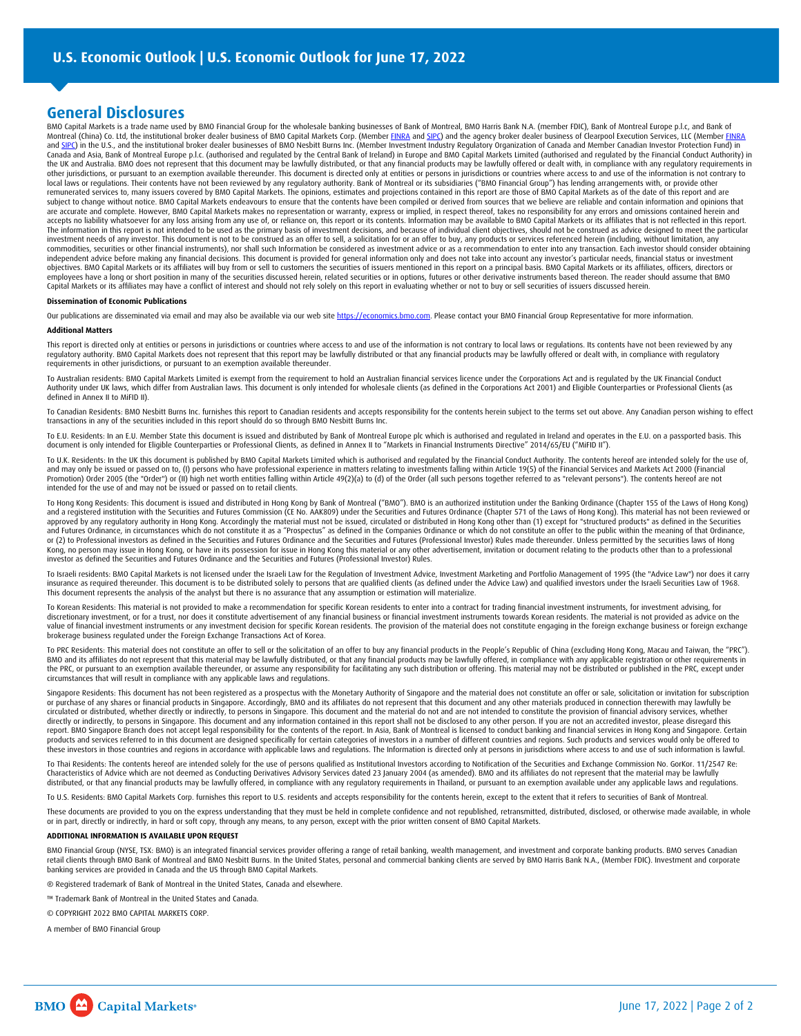## General Disclosures

BMO Capital Markets is a trade name used by BMO Financial Group for the wholesale banking businesses of Bank of Montreal, BMO Harris Bank N.A. (member FDIC), Bank of Montreal Europe p.l.c, and Bank of Montreal (China) Co. Ltd, the institutional broker dealer business of BMO Capital Markets Corp. (Member FINRA and SIPC) and the agency broker dealer business of Clearpool Execution Services, LLC (Member FINRA and SIPC) in the U.S., and the institutional broker dealer businesses of BMO Nesbitt Burns Inc. (Member Investment Industry Regulatory Organization of Canada and Member Canadian Investor Protection Fund) in Canada and Asia, Bank of Montreal Europe p.l.c. (authorised and regulated by the Central Bank of Ireland) in Europe and BMO Capital Markets Limited (authorised and regulated by the Financial Conduct Authority) in the UK and Australia. BMO does not represent that this document may be lawfully distributed, or that any financial products may be lawfully offered or dealt with, in compliance with any regulatory requirements in other jurisdictions, or pursuant to an exemption available thereunder. This document is directed only at entities or persons in jurisdictions or countries where access to and use of the information is not contrary to local laws or regulations. Their contents have not been reviewed by any regulatory authority. Bank of Montreal or its subsidiaries ("BMO Financial Group") has lending arrangements with, or provide other remunerated services to, many issuers covered by BMO Capital Markets. The opinions, estimates and projections contained in this report are those of BMO Capital Markets as of the date of this report and are subject to change without notice. BMO Capital Markets endeavours to ensure that the contents have been compiled or derived from sources that we believe are reliable and contain information and opinions that are accurate and complete. However, BMO Capital Markets makes no representation or warranty, express or implied, in respect thereof, takes no responsibility for any errors and omissions contained herein and accepts no liability whatsoever for any loss arising from any use of, or reliance on, this report or its contents. Information may be available to BMO Capital Markets or its affiliates that is not reflected in this report. The information in this report is not intended to be used as the primary basis of investment decisions, and because of individual client objectives, should not be construed as advice designed to meet the particular investment needs of any investor. This document is not to be construed as an offer to sell, a solicitation for or an offer to buy, any products or services referenced herein (including, without limitation, any commodities, securities or other financial instruments), nor shall such Information be considered as investment advice or as a recommendation to enter into any transaction. Each investor should consider obtaining independent advice before making any financial decisions. This document is provided for general information only and does not take into account any investor's particular needs, financial status or investment objectives. BMO Capital Markets or its affiliates will buy from or sell to customers the securities of issuers mentioned in this report on a principal basis. BMO Capital Markets or its affiliates, officers, directors or employees have a long or short position in many of the securities discussed herein, related securities or in options, futures or other derivative instruments based thereon. The reader should assume that BMO Capital Markets or its affiliates may have a conflict of interest and should not rely solely on this report in evaluating whether or not to buy or sell securities of issuers discussed herein.

**Dissemination of Economic Publications**

Our publications are disseminated via email and may also be available via our web site https://economics.bmo.com. Please contact your BMO Financial Group Representative for more information.

**Additional Matters**

This report is directed only at entities or persons in jurisdictions or countries where access to and use of the information is not contrary to local laws or regulations. Its contents have not been reviewed by any regulatory authority. BMO Capital Markets does not represent that this report may be lawfully distributed or that any financial products may be lawfully offered or dealt with, in compliance with regulatory requirements in other jurisdictions, or pursuant to an exemption available thereunder.

To Australian residents: BMO Capital Markets Limited is exempt from the requirement to hold an Australian financial services licence under the Corporations Act and is regulated by the UK Financial Conduct Authority under UK laws, which differ from Australian laws. This document is only intended for wholesale clients (as defined in the Corporations Act 2001) and Eligible Counterparties or Professional Clients (as defined in Annex II to MiFID II).

To Canadian Residents: BMO Nesbitt Burns Inc. furnishes this report to Canadian residents and accepts responsibility for the contents herein subject to the terms set out above. Any Canadian person wishing to effect transactions in any of the securities included in this report should do so through BMO Nesbitt Burns Inc.

To E.U. Residents: In an E.U. Member State this document is issued and distributed by Bank of Montreal Europe plc which is authorised and regulated in Ireland and operates in the E.U. on a passported basis. This document is only intended for Eligible Counterparties or Professional Clients, as defined in Annex II to "Markets in Financial Instruments Directive" 2014/65/EU ("MiFID II").

To U.K. Residents: In the UK this document is published by BMO Capital Markets Limited which is authorised and regulated by the Financial Conduct Authority. The contents hereof are intended solely for the use of, and may only be issued or passed on to, (I) persons who have professional experience in matters relating to investments falling within Article 19(5) of the Financial Services and Markets Act 2000 (Financial Promotion) Order 2005 (the "Order") or (II) high net worth entities falling within Article 49(2)(a) to (d) of the Order (all such persons together referred to as "relevant persons"). The contents hereof are not intended for the use of and may not be issued or passed on to retail clients.

To Hong Kong Residents: This document is issued and distributed in Hong Kong by Bank of Montreal ("BMO"). BMO is an authorized institution under the Banking Ordinance (Chapter 155 of the Laws of Hong Kong) and a registered institution with the Securities and Futures Commission (CE No. AAK809) under the Securities and Futures Ordinance (Chapter 571 of the Laws of Hong Kong). This material has not been reviewed or approved by any regulatory authority in Hong Kong. Accordingly the material must not be issued, circulated or distributed in Hong Kong other than (1) except for "structured products" as defined in the Securities and Futures Ordinance, in circumstances which do not constitute it as a "Prospectus" as defined in the Companies Ordinance or which do not constitute an offer to the public within the meaning of that Ordinance, or (2) to Professional investors as defined in the Securities and Futures Ordinance and the Securities and Futures (Professional Investor) Rules made thereunder. Unless permitted by the securities laws of Hong Kong, no person may issue in Hong Kong, or have in its possession for issue in Hong Kong this material or any other advertisement, invitation or document relating to the products other than to a professional investor as defined the Securities and Futures Ordinance and the Securities and Futures (Professional Investor) Rules.

To Israeli residents: BMO Capital Markets is not licensed under the Israeli Law for the Regulation of Investment Advice, Investment Marketing and Portfolio Management of 1995 (the "Advice Law") nor does it carry insurance as required thereunder. This document is to be distributed solely to persons that are qualified clients (as defined under the Advice Law) and qualified investors under the Israeli Securities Law of 1968. This document represents the analysis of the analyst but there is no assurance that any assumption or estimation will materialize.

To Korean Residents: This material is not provided to make a recommendation for specific Korean residents to enter into a contract for trading financial investment instruments, for investment advising, for discretionary investment, or for a trust, nor does it constitute advertisement of any financial business or financial investment instruments towards Korean residents. The material is not provided as advice on the value of financial investment instruments or any investment decision for specific Korean residents. The provision of the material does not constitute engaging in the foreign exchange business or foreign exchange brokerage business regulated under the Foreign Exchange Transactions Act of Korea.

To PRC Residents: This material does not constitute an offer to sell or the solicitation of an offer to buy any financial products in the People's Republic of China (excluding Hong Kong, Macau and Taiwan, the "PRC"). BMO and its affiliates do not represent that this material may be lawfully distributed, or that any financial products may be lawfully offered, in compliance with any applicable registration or other requirements in the PRC, or pursuant to an exemption available thereunder, or assume any responsibility for facilitating any such distribution or offering. This material may not be distributed or published in the PRC, except under circumstances that will result in compliance with any applicable laws and regulations.

Singapore Residents: This document has not been registered as a prospectus with the Monetary Authority of Singapore and the material does not constitute an offer or sale, solicitation or invitation for subscription or purchase of any shares or financial products in Singapore. Accordingly, BMO and its affiliates do not represent that this document and any other materials produced in connection therewith may lawfully be circulated or distributed, whether directly or indirectly, to persons in Singapore. This document and the material do not and are not intended to constitute the provision of financial advisory services, whether directly or indirectly, to persons in Singapore. This document and any information contained in this report shall not be disclosed to any other person. If you are not an accredited investor, please disregard this report. BMO Singapore Branch does not accept legal responsibility for the contents of the report. In Asia, Bank of Montreal is licensed to conduct banking and financial services in Hong Kong and Singapore. Certain products and services referred to in this document are designed specifically for certain categories of investors in a number of different countries and regions. Such products and services would only be offered to these investors in those countries and regions in accordance with applicable laws and regulations. The Information is directed only at persons in jurisdictions where access to and use of such information is lawful.

To Thai Residents: The contents hereof are intended solely for the use of persons qualified as Institutional Investors according to Notification of the Securities and Exchange Commission No. GorKor. 11/2547 Re: Characteristics of Advice which are not deemed as Conducting Derivatives Advisory Services dated 23 January 2004 (as amended). BMO and its affiliates do not represent that the material may be lawfully distributed, or that any financial products may be lawfully offered, in compliance with any regulatory requirements in Thailand, or pursuant to an exemption available under any applicable laws and regulations.

To U.S. Residents: BMO Capital Markets Corp. furnishes this report to U.S. residents and accepts responsibility for the contents herein, except to the extent that it refers to securities of Bank of Montreal.

These documents are provided to you on the express understanding that they must be held in complete confidence and not republished, retransmitted, distributed, disclosed, or otherwise made available, in whole or in part, directly or indirectly, in hard or soft copy, through any means, to any person, except with the prior written consent of BMO Capital Markets.

**ADDITIONAL INFORMATION IS AVAILABLE UPON REQUEST**

BMO Financial Group (NYSE, TSX: BMO) is an integrated financial services provider offering a range of retail banking, wealth management, and investment and corporate banking products. BMO serves Canadian retail clients through BMO Bank of Montreal and BMO Nesbitt Burns. In the United States, personal and commercial banking clients are served by BMO Harris Bank N.A., (Member FDIC). Investment and corporate banking services are provided in Canada and the US through BMO Capital Markets.

® Registered trademark of Bank of Montreal in the United States, Canada and elsewhere.

™ Trademark Bank of Montreal in the United States and Canada.

© COPYRIGHT 2022 BMO CAPITAL MARKETS CORP.

A member of BMO Financial Group